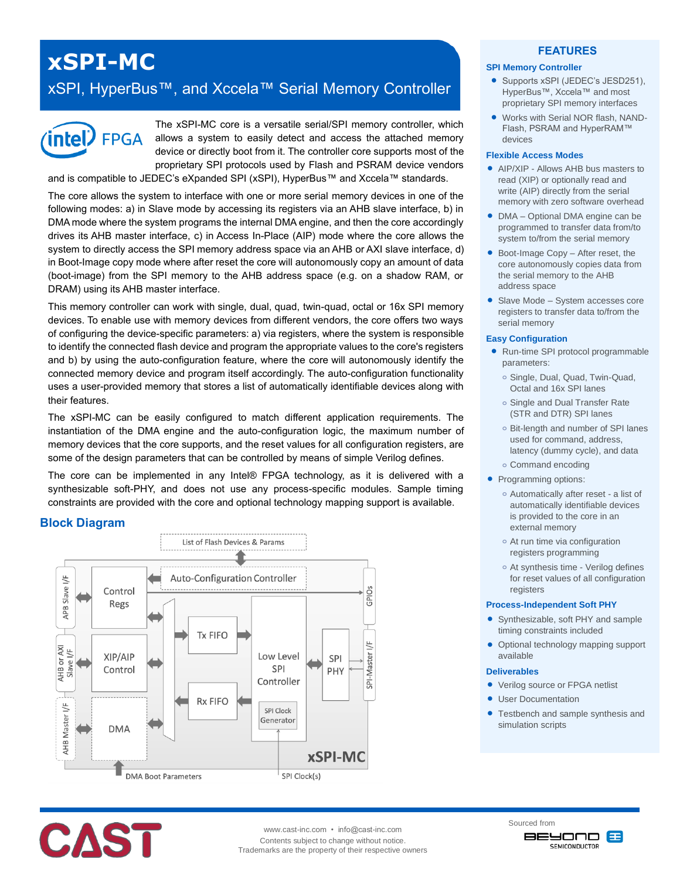# xSPI-MC

## xSPI, HyperBus™, and Xccela™ Serial Memory Controller

The xSPI-MC core is a versatile serial/SPI memory controller, which allows a system to easily detect and access the attached memory device or directly boot from it. The controller core supports most of the proprietary SPI protocols used by Flash and PSRAM device vendors and is compatible to JEDEC's eXpanded SPI (xSPI), HyperBus™ and Xccela™ standards.

The core allows the system to interface with one or more serial memory devices in one of the following modes: a) in Slave mode by accessing its registers via an AHB slave interface, b) in DMA mode where the system programs the internal DMA engine, and then the core accordingly drives its AHB master interface, c) in Access In-Place (AIP) mode where the core allows the system to directly access the SPI memory address space via an AHB or AXI slave interface, d) in Boot-Image copy mode where after reset the core will autonomously copy an amount of data (boot-image) from the SPI memory to the AHB address space (e.g. on a shadow RAM, or DRAM) using its AHB master interface.

This memory controller can work with single, dual, quad, twin-quad, octal or 16x SPI memory devices. To enable use with memory devices from different vendors, the core offers two ways of configuring the device-specific parameters: a) via registers, where the system is responsible to identify the connected flash device and program the appropriate values to the core's registers and b) by using the auto-configuration feature, where the core will autonomously identify the connected memory device and program itself accordingly. The auto-configuration functionality uses a user-provided memory that stores a list of automatically identifiable devices along with their features.

The xSPI-MC can be easily configured to match different application requirements. The instantiation of the DMA engine and the auto-configuration logic, the maximum number of memory devices that the core supports, and the reset values for all configuration registers, are some of the design parameters that can be controlled by means of simple Verilog defines.

The core can be implemented in any Intel® FPGA technology, as it is delivered with a synthesizable soft-PHY, and does not use any process-specific modules. Sample timing constraints are provided with the core and optional technology mapping support is available.

## Block Diagram

List of Flash Devices & Params

APB Slave I/F — Control Regs — Auto-Configuration Controller — GPIOs

AHB or AXI Slave I/F — XIP/AIP Control — Tx FIFO — Low Level SPI Controller — SPI PHY — SPI-Master I/F

AHB Master I/F — DMA — Rx FIFO — SPI Clock Generator

xSPI-MC

DMA Boot Parameters — SPI Clock(s)

## FEATURES

### SPI Memory Controller

- Supports xSPI (JEDEC's JESD251), HyperBus™, Xccela™ and most proprietary SPI memory interfaces
- Works with Serial NOR flash, NAND-Flash, PSRAM and HyperRAM™ devices

### Flexible Access Modes

- AIP/XIP - Allows AHB bus masters to read (XIP) or optionally read and write (AIP) directly from the serial memory with zero software overhead
- DMA – Optional DMA engine can be programmed to transfer data from/to system to/from the serial memory
- Boot-Image Copy – After reset, the core autonomously copies data from the serial memory to the AHB address space
- Slave Mode – System accesses core registers to transfer data to/from the serial memory

### Easy Configuration

- Run-time SPI protocol programmable parameters:
  - Single, Dual, Quad, Twin-Quad, Octal and 16x SPI lanes
  - Single and Dual Transfer Rate (STR and DTR) SPI lanes
  - Bit-length and number of SPI lanes used for command, address, latency (dummy cycle), and data
  - Command encoding
- Programming options:
  - Automatically after reset - a list of automatically identifiable devices is provided to the core in an external memory
  - At run time via configuration registers programming
  - At synthesis time - Verilog defines for reset values of all configuration registers

### Process-Independent Soft PHY

- Synthesizable, soft PHY and sample timing constraints included
- Optional technology mapping support available

### Deliverables

- Verilog source or FPGA netlist
- User Documentation
- Testbench and sample synthesis and simulation scripts

www.cast-inc.com • info@cast-inc.com
Contents subject to change without notice.
Trademarks are the property of their respective owners

Sourced from BEYOND SEMICONDUCTOR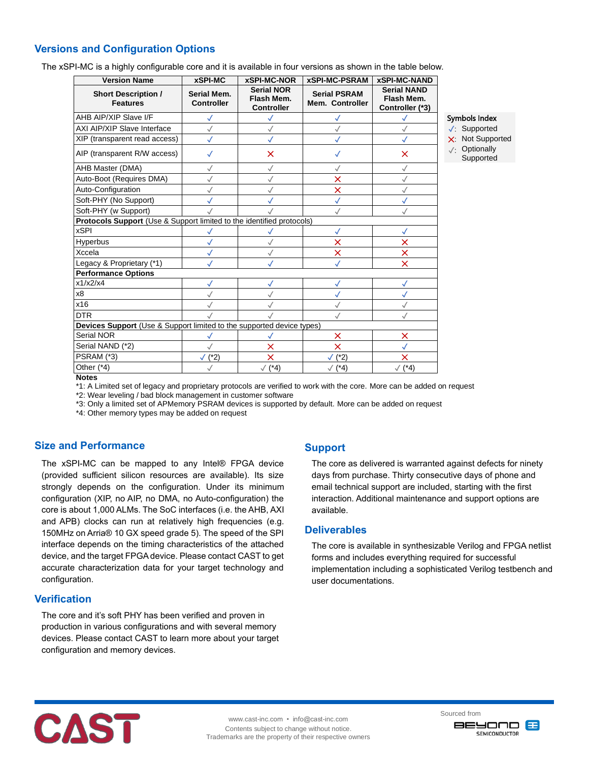## Versions and Configuration Options

The xSPI-MC is a highly configurable core and it is available in four versions as shown in the table below.

| Version Name | xSPI-MC | xSPI-MC-NOR | xSPI-MC-PSRAM | xSPI-MC-NAND |
|---|---|---|---|---|
| **Short Description / Features** | **Serial Mem. Controller** | **Serial NOR Flash Mem. Controller** | **Serial PSRAM Mem. Controller** | **Serial NAND Flash Mem. Controller (*3)** |
| AHB AIP/XIP Slave I/F | ✓ | ✓ | ✓ | ✓ |
| AXI AIP/XIP Slave Interface | √ | √ | √ | √ |
| XIP (transparent read access) | ✓ | ✓ | ✓ | ✓ |
| AIP (transparent R/W access) | ✓ | ✗ | ✓ | ✗ |
| AHB Master (DMA) | √ | √ | √ | √ |
| Auto-Boot (Requires DMA) | √ | √ | ✗ | √ |
| Auto-Configuration | √ | √ | ✗ | √ |
| Soft-PHY (No Support) | ✓ | ✓ | ✓ | ✓ |
| Soft-PHY (w Support) | √ | √ | √ | √ |
| **Protocols Support** (Use & Support limited to the identified protocols) | | | | |
| xSPI | ✓ | ✓ | ✓ | ✓ |
| Hyperbus | ✓ | √ | ✗ | ✗ |
| Xccela | ✓ | √ | ✗ | ✗ |
| Legacy & Proprietary (*1) | ✓ | ✓ | ✓ | ✗ |
| **Performance Options** | | | | |
| x1/x2/x4 | ✓ | ✓ | ✓ | ✓ |
| x8 | √ | √ | ✓ | ✓ |
| x16 | √ | √ | √ | √ |
| DTR | √ | √ | √ | √ |
| **Devices Support** (Use & Support limited to the supported device types) | | | | |
| Serial NOR | ✓ | ✓ | ✗ | ✗ |
| Serial NAND (*2) | √ | ✗ | ✗ | ✓ |
| PSRAM (*3) | ✓ (*2) | ✗ | ✓ (*2) | ✗ |
| Other (*4) | √ | √ (*4) | √ (*4) | √ (*4) |

**Symbols Index**
- ✓: Supported
- ✗: Not Supported
- √: Optionally Supported

**Notes**
*1: A Limited set of legacy and proprietary protocols are verified to work with the core. More can be added on request
*2: Wear leveling / bad block management in customer software
*3: Only a limited set of APMemory PSRAM devices is supported by default. More can be added on request
*4: Other memory types may be added on request

## Size and Performance

The xSPI-MC can be mapped to any Intel® FPGA device (provided sufficient silicon resources are available). Its size strongly depends on the configuration. Under its minimum configuration (XIP, no AIP, no DMA, no Auto-configuration) the core is about 1,000 ALMs. The SoC interfaces (i.e. the AHB, AXI and APB) clocks can run at relatively high frequencies (e.g. 150MHz on Arria® 10 GX speed grade 5). The speed of the SPI interface depends on the timing characteristics of the attached device, and the target FPGA device. Please contact CAST to get accurate characterization data for your target technology and configuration.

## Verification

The core and it's soft PHY has been verified and proven in production in various configurations and with several memory devices. Please contact CAST to learn more about your target configuration and memory devices.

## Support

The core as delivered is warranted against defects for ninety days from purchase. Thirty consecutive days of phone and email technical support are included, starting with the first interaction. Additional maintenance and support options are available.

## Deliverables

The core is available in synthesizable Verilog and FPGA netlist forms and includes everything required for successful implementation including a sophisticated Verilog testbench and user documentations.

CAST

www.cast-inc.com • info@cast-inc.com
Contents subject to change without notice.
Trademarks are the property of their respective owners

Sourced from
BEYOND SEMICONDUCTOR